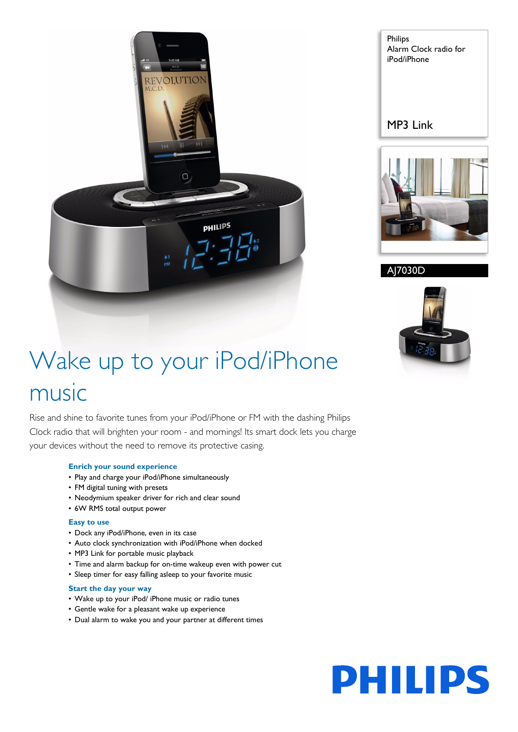Philips
Alarm Clock radio for iPod/iPhone

MP3 Link

AJ7030D

# Wake up to your iPod/iPhone music

Rise and shine to favorite tunes from your iPod/iPhone or FM with the dashing Philips Clock radio that will brighten your room - and mornings! Its smart dock lets you charge your devices without the need to remove its protective casing.

### Enrich your sound experience
- Play and charge your iPod/iPhone simultaneously
- FM digital tuning with presets
- Neodymium speaker driver for rich and clear sound
- 6W RMS total output power

### Easy to use
- Dock any iPod/iPhone, even in its case
- Auto clock synchronization with iPod/iPhone when docked
- MP3 Link for portable music playback
- Time and alarm backup for on-time wakeup even with power cut
- Sleep timer for easy falling asleep to your favorite music

### Start the day your way
- Wake up to your iPod/ iPhone music or radio tunes
- Gentle wake for a pleasant wake up experience
- Dual alarm to wake you and your partner at different times

PHILIPS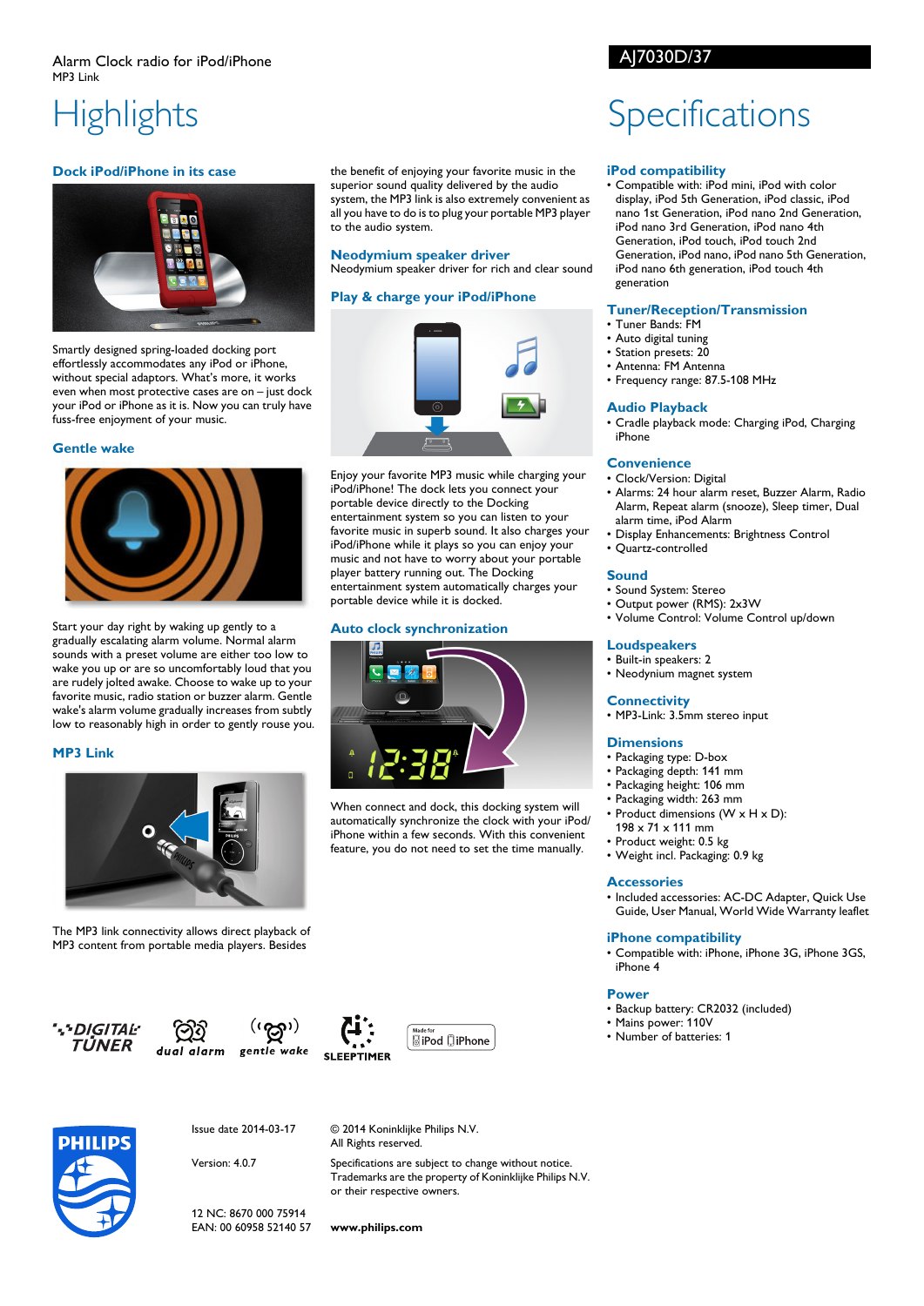Alarm Clock radio for iPod/iPhone
MP3 Link

AJ7030D/37

# Highlights

## Dock iPod/iPhone in its case

Smartly designed spring-loaded docking port effortlessly accommodates any iPod or iPhone, without special adaptors. What's more, it works even when most protective cases are on – just dock your iPod or iPhone as it is. Now you can truly have fuss-free enjoyment of your music.

## Gentle wake

Start your day right by waking up gently to a gradually escalating alarm volume. Normal alarm sounds with a preset volume are either too low to wake you up or are so uncomfortably loud that you are rudely jolted awake. Choose to wake up to your favorite music, radio station or buzzer alarm. Gentle wake's alarm volume gradually increases from subtly low to reasonably high in order to gently rouse you.

## MP3 Link

The MP3 link connectivity allows direct playback of MP3 content from portable media players. Besides the benefit of enjoying your favorite music in the superior sound quality delivered by the audio system, the MP3 link is also extremely convenient as all you have to do is to plug your portable MP3 player to the audio system.

## Neodymium speaker driver

Neodymium speaker driver for rich and clear sound

## Play & charge your iPod/iPhone

Enjoy your favorite MP3 music while charging your iPod/iPhone! The dock lets you connect your portable device directly to the Docking entertainment system so you can listen to your favorite music in superb sound. It also charges your iPod/iPhone while it plays so you can enjoy your music and not have to worry about your portable player battery running out. The Docking entertainment system automatically charges your portable device while it is docked.

## Auto clock synchronization

When connect and dock, this docking system will automatically synchronize the clock with your iPod/ iPhone within a few seconds. With this convenient feature, you do not need to set the time manually.

DIGITAL TUNER · dual alarm · gentle wake · SLEEPTIMER · Made for iPod iPhone

# Specifications

## iPod compatibility

- Compatible with: iPod mini, iPod with color display, iPod 5th Generation, iPod classic, iPod nano 1st Generation, iPod nano 2nd Generation, iPod nano 3rd Generation, iPod nano 4th Generation, iPod touch, iPod touch 2nd Generation, iPod nano, iPod nano 5th Generation, iPod nano 6th generation, iPod touch 4th generation

## Tuner/Reception/Transmission

- Tuner Bands: FM
- Auto digital tuning
- Station presets: 20
- Antenna: FM Antenna
- Frequency range: 87.5-108 MHz

## Audio Playback

- Cradle playback mode: Charging iPod, Charging iPhone

## Convenience

- Clock/Version: Digital
- Alarms: 24 hour alarm reset, Buzzer Alarm, Radio Alarm, Repeat alarm (snooze), Sleep timer, Dual alarm time, iPod Alarm
- Display Enhancements: Brightness Control
- Quartz-controlled

## Sound

- Sound System: Stereo
- Output power (RMS): 2x3W
- Volume Control: Volume Control up/down

## Loudspeakers

- Built-in speakers: 2
- Neodymium magnet system

## Connectivity

- MP3-Link: 3.5mm stereo input

## Dimensions

- Packaging type: D-box
- Packaging depth: 141 mm
- Packaging height: 106 mm
- Packaging width: 263 mm
- Product dimensions (W x H x D): 198 x 71 x 111 mm
- Product weight: 0.5 kg
- Weight incl. Packaging: 0.9 kg

## Accessories

- Included accessories: AC-DC Adapter, Quick Use Guide, User Manual, World Wide Warranty leaflet

## iPhone compatibility

- Compatible with: iPhone, iPhone 3G, iPhone 3GS, iPhone 4

## Power

- Backup battery: CR2032 (included)
- Mains power: 110V
- Number of batteries: 1

PHILIPS

Issue date 2014-03-17

Version: 4.0.7

12 NC: 8670 000 75914
EAN: 00 60958 52140 57

© 2014 Koninklijke Philips N.V.
All Rights reserved.

Specifications are subject to change without notice. Trademarks are the property of Koninklijke Philips N.V. or their respective owners.

**www.philips.com**